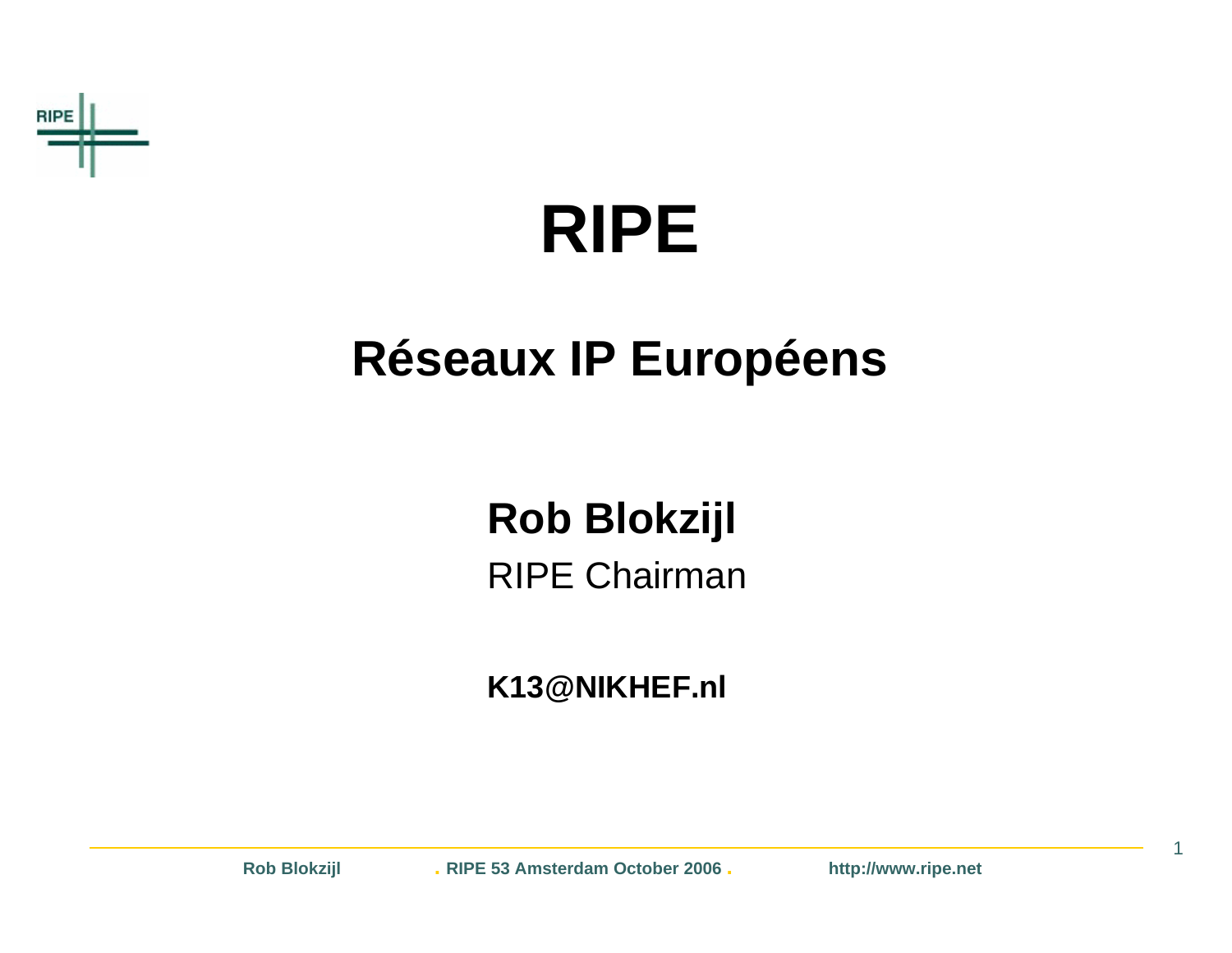# RIPE

## Réseaux IP Européens

**Rob Blokzijl**

RIPE Chairman

**K13@NIKHEF.nl**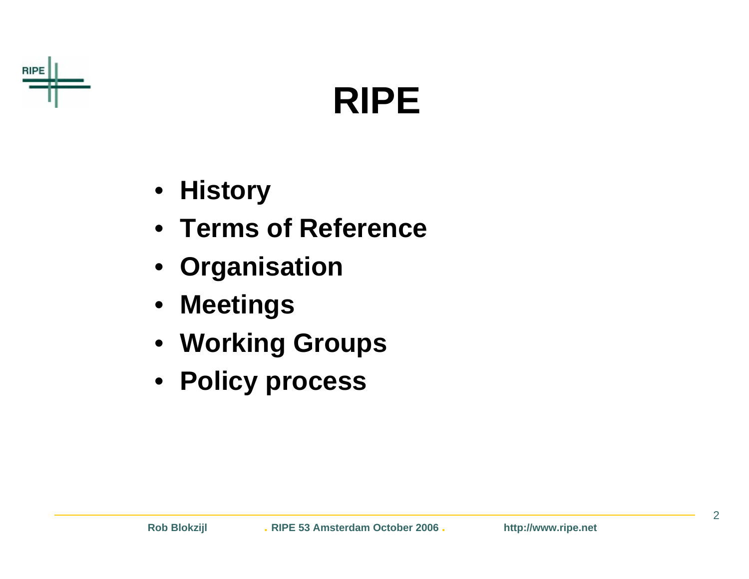# RIPE

- History
- Terms of Reference
- Organisation
- Meetings
- Working Groups
- Policy process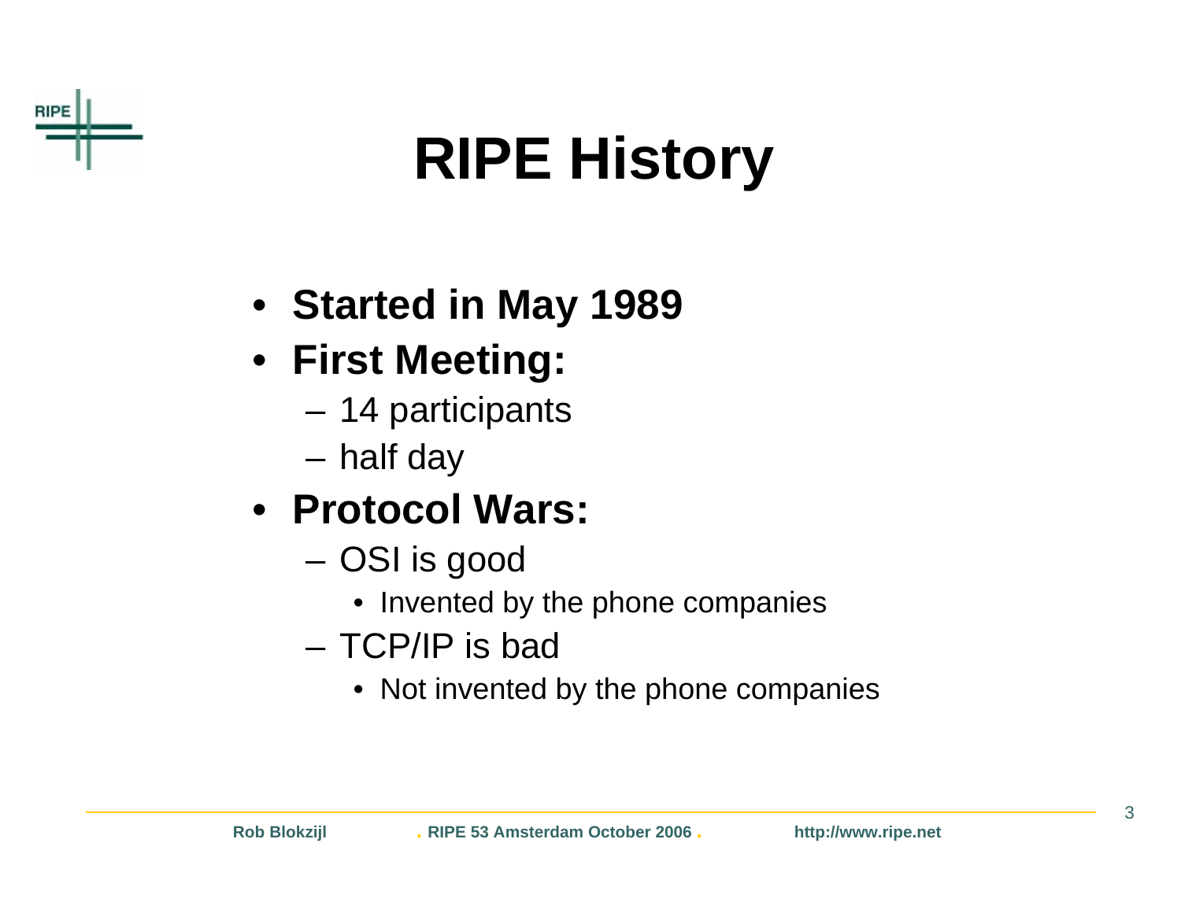# RIPE History

- **Started in May 1989**
- **First Meeting:**
  - 14 participants
  - half day
- **Protocol Wars:**
  - OSI is good
    - Invented by the phone companies
  - TCP/IP is bad
    - Not invented by the phone companies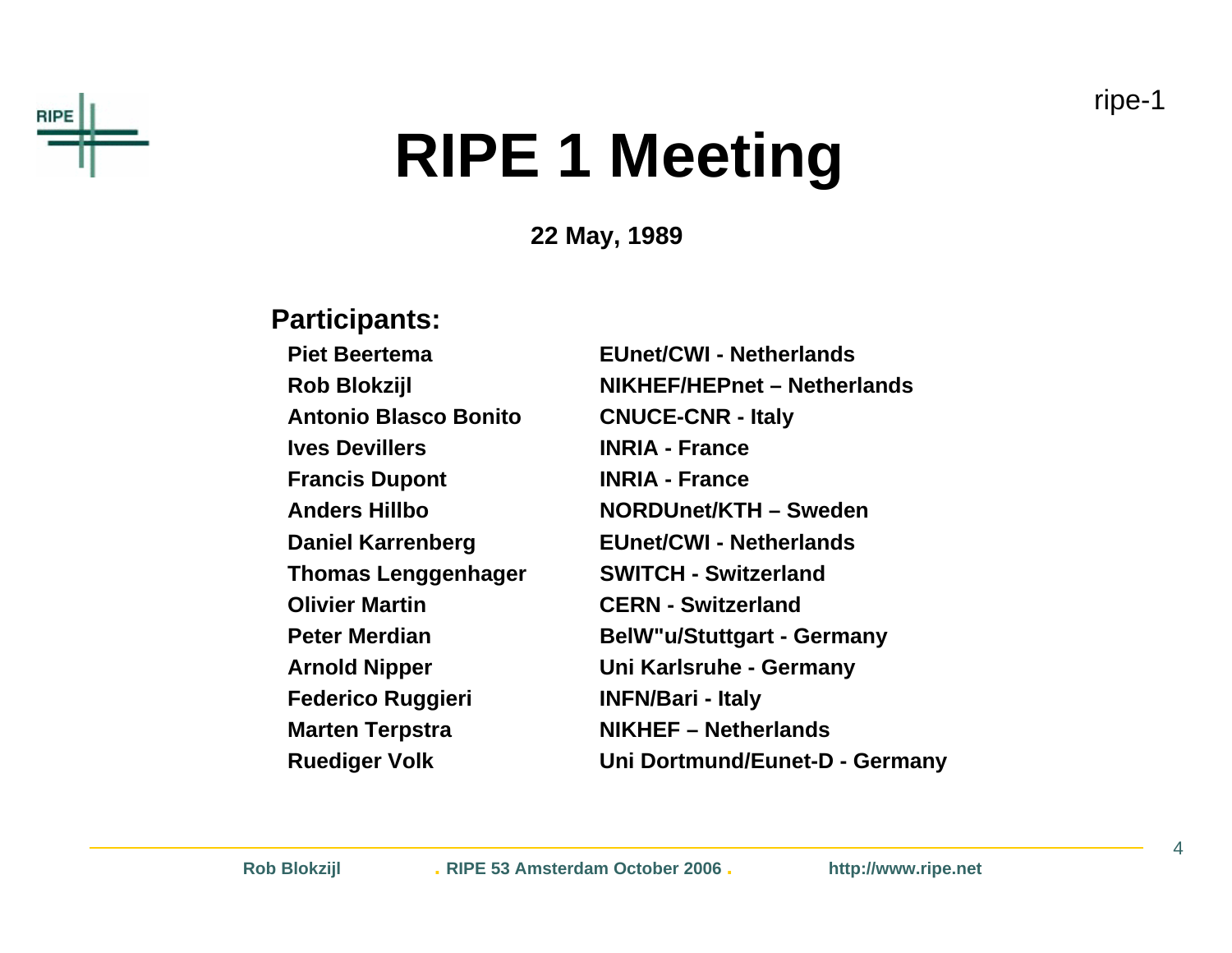ripe-1

# RIPE 1 Meeting

**22 May, 1989**

**Participants:**

| Name | Organisation |
|---|---|
| Piet Beertema | EUnet/CWI - Netherlands |
| Rob Blokzijl | NIKHEF/HEPnet – Netherlands |
| Antonio Blasco Bonito | CNUCE-CNR - Italy |
| Ives Devillers | INRIA - France |
| Francis Dupont | INRIA - France |
| Anders Hillbo | NORDUnet/KTH – Sweden |
| Daniel Karrenberg | EUnet/CWI - Netherlands |
| Thomas Lenggenhager | SWITCH - Switzerland |
| Olivier Martin | CERN - Switzerland |
| Peter Merdian | BelW"u/Stuttgart - Germany |
| Arnold Nipper | Uni Karlsruhe - Germany |
| Federico Ruggieri | INFN/Bari - Italy |
| Marten Terpstra | NIKHEF – Netherlands |
| Ruediger Volk | Uni Dortmund/Eunet-D - Germany |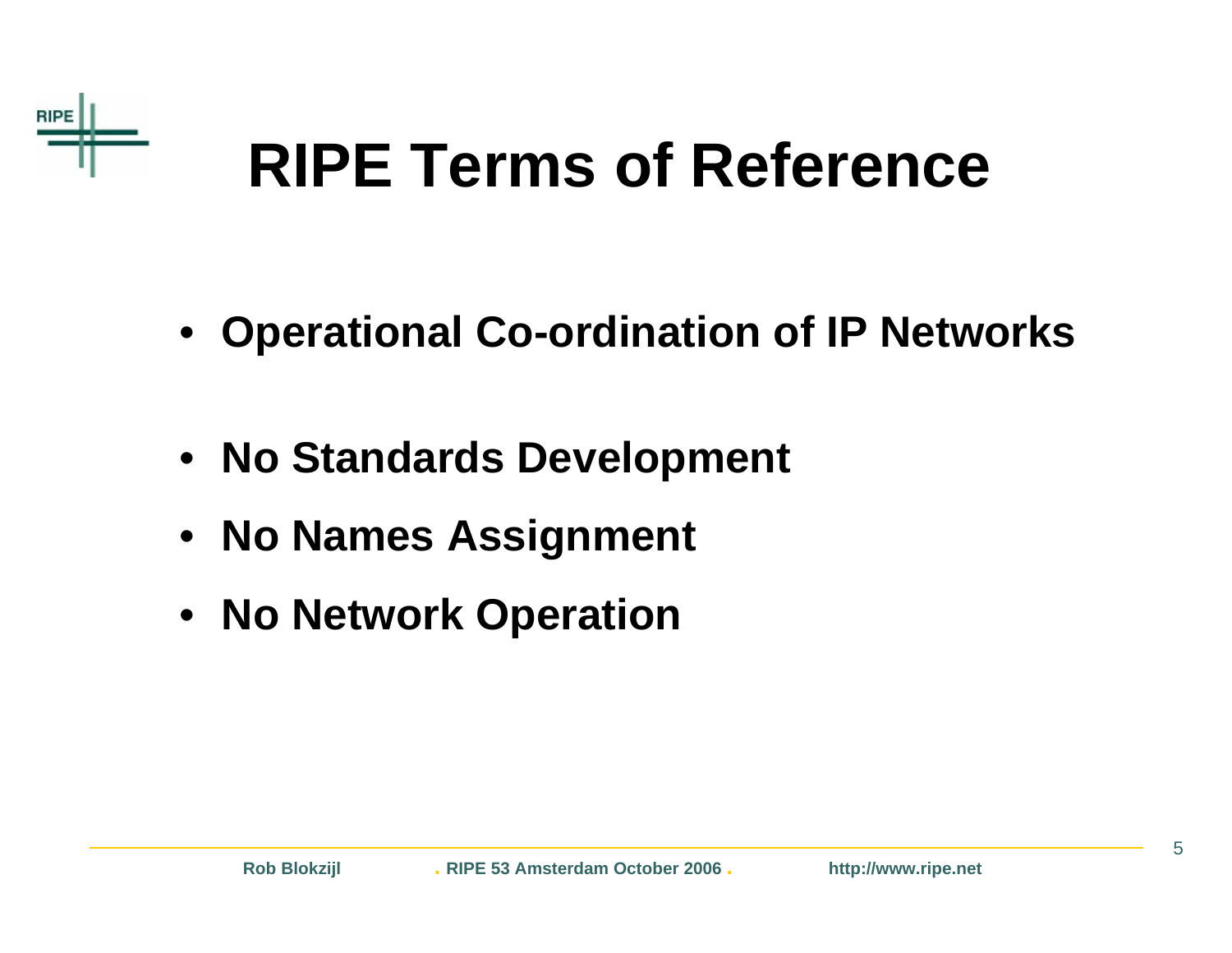# RIPE Terms of Reference

- **Operational Co-ordination of IP Networks**
- **No Standards Development**
- **No Names Assignment**
- **No Network Operation**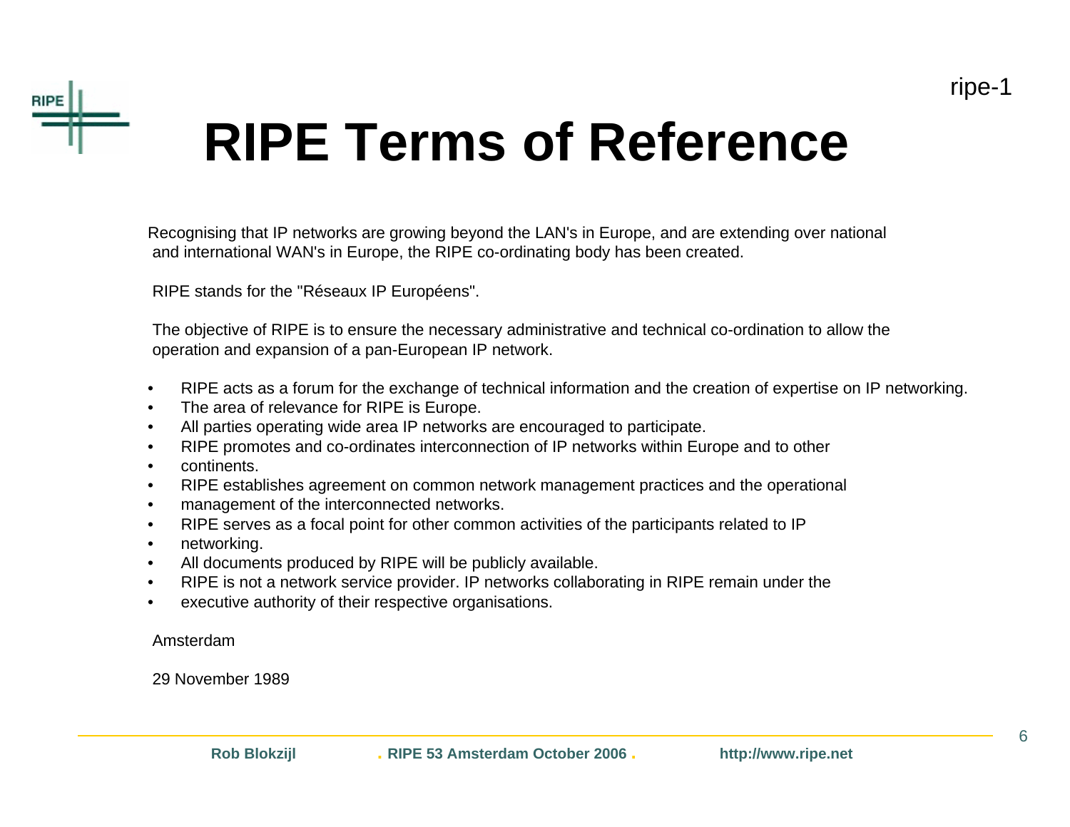ripe-1

# RIPE Terms of Reference

Recognising that IP networks are growing beyond the LAN's in Europe, and are extending over national and international WAN's in Europe, the RIPE co-ordinating body has been created.

RIPE stands for the "Réseaux IP Européens".

The objective of RIPE is to ensure the necessary administrative and technical co-ordination to allow the operation and expansion of a pan-European IP network.

- RIPE acts as a forum for the exchange of technical information and the creation of expertise on IP networking.
- The area of relevance for RIPE is Europe.
- All parties operating wide area IP networks are encouraged to participate.
- RIPE promotes and co-ordinates interconnection of IP networks within Europe and to other
- continents.
- RIPE establishes agreement on common network management practices and the operational
- management of the interconnected networks.
- RIPE serves as a focal point for other common activities of the participants related to IP
- networking.
- All documents produced by RIPE will be publicly available.
- RIPE is not a network service provider. IP networks collaborating in RIPE remain under the
- executive authority of their respective organisations.

Amsterdam

29 November 1989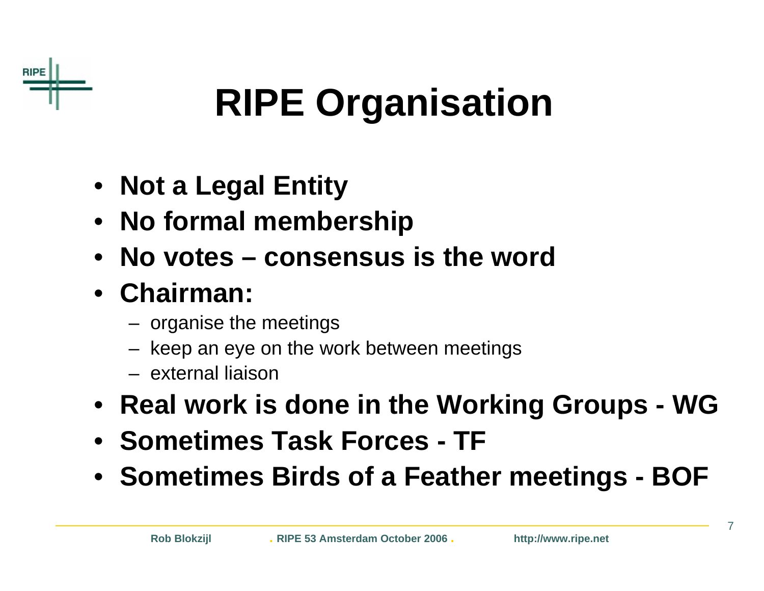# RIPE Organisation

- **Not a Legal Entity**
- **No formal membership**
- **No votes – consensus is the word**
- **Chairman:**
  - organise the meetings
  - keep an eye on the work between meetings
  - external liaison
- **Real work is done in the Working Groups - WG**
- **Sometimes Task Forces - TF**
- **Sometimes Birds of a Feather meetings - BOF**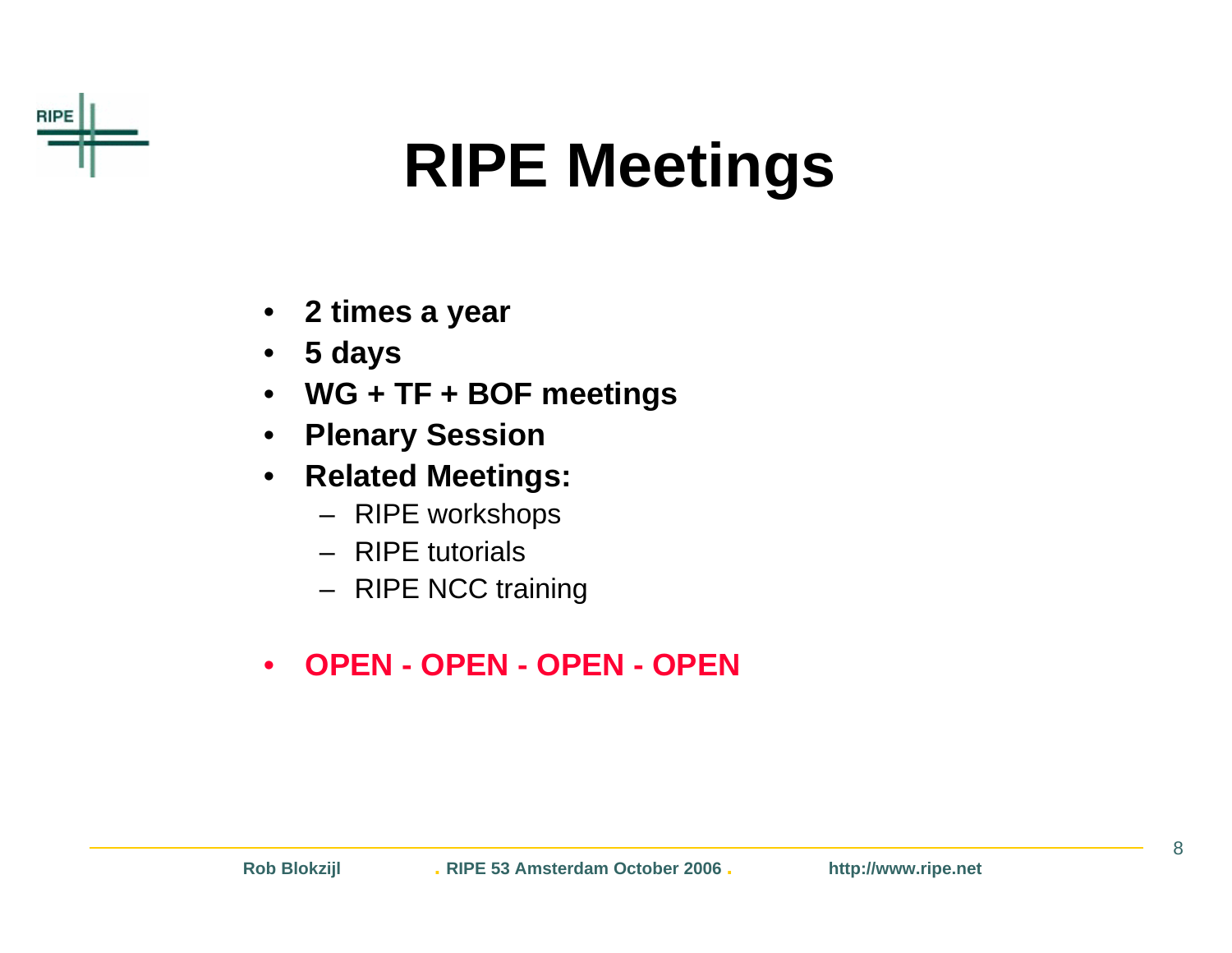# RIPE Meetings

- **2 times a year**
- **5 days**
- **WG + TF + BOF meetings**
- **Plenary Session**
- **Related Meetings:**
  - RIPE workshops
  - RIPE tutorials
  - RIPE NCC training
- **OPEN - OPEN - OPEN - OPEN**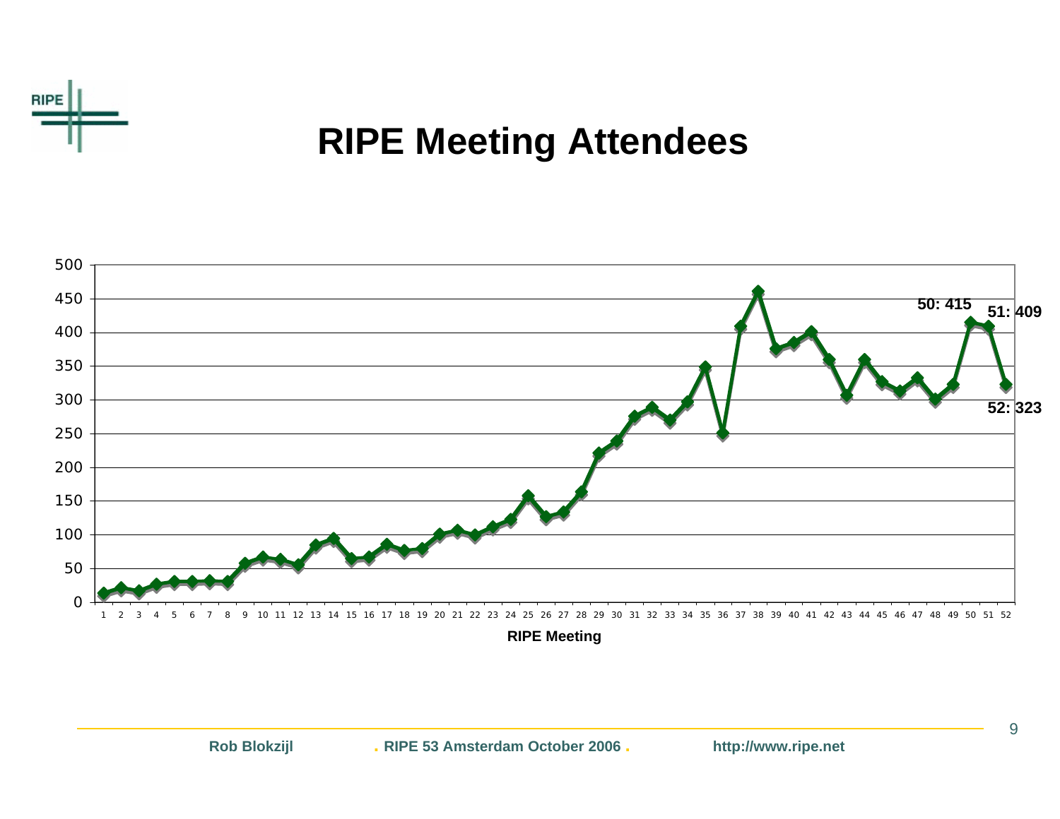# RIPE Meeting Attendees

50: 415

51: 409

52: 323

RIPE Meeting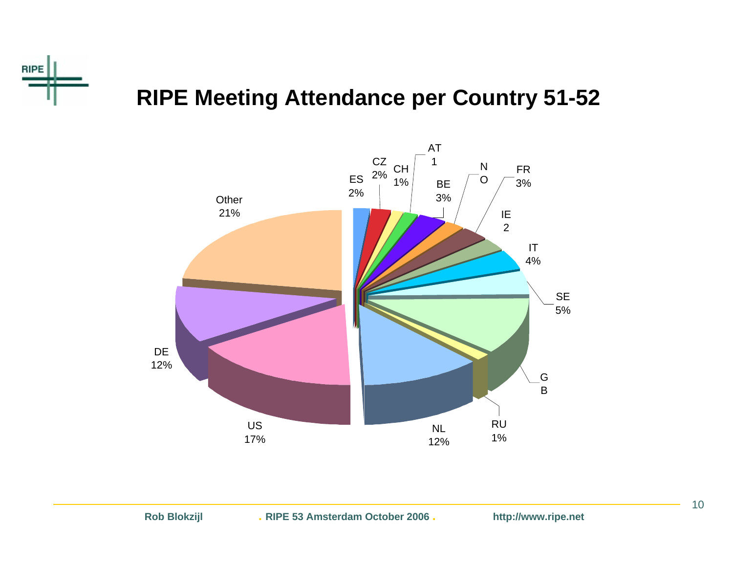# RIPE Meeting Attendance per Country 51-52

| Country | Share |
| --- | --- |
| ES | 2% |
| CZ | 2% |
| CH | 1% |
| AT | 1 |
| BE | 3% |
| NO | |
| FR | 3% |
| IE | 2 |
| IT | 4% |
| SE | 5% |
| GB | |
| RU | 1% |
| NL | 12% |
| US | 17% |
| DE | 12% |
| Other | 21% |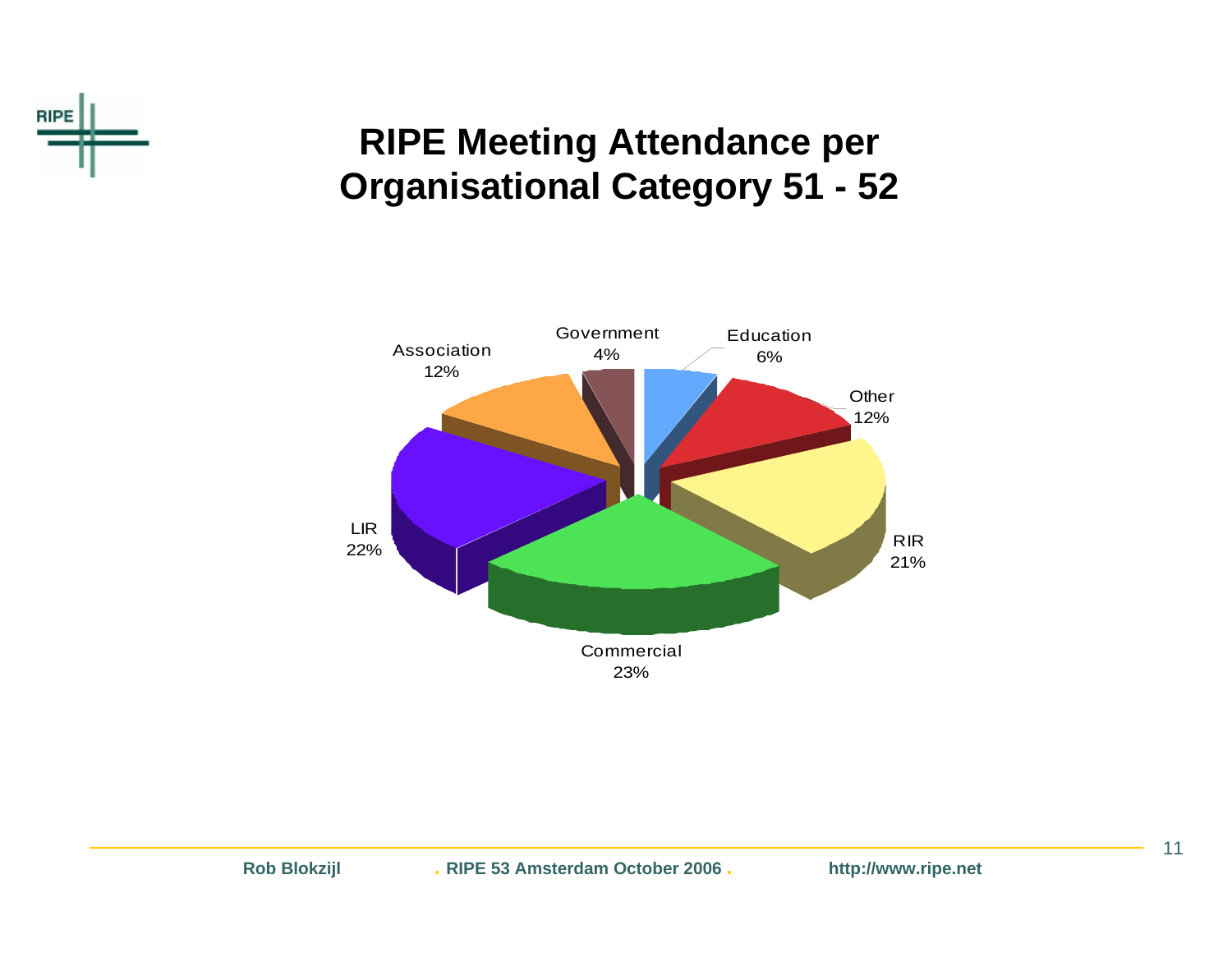# RIPE Meeting Attendance per Organisational Category 51 - 52

Government 4%

Education 6%

Association 12%

Other 12%

LIR 22%

RIR 21%

Commercial 23%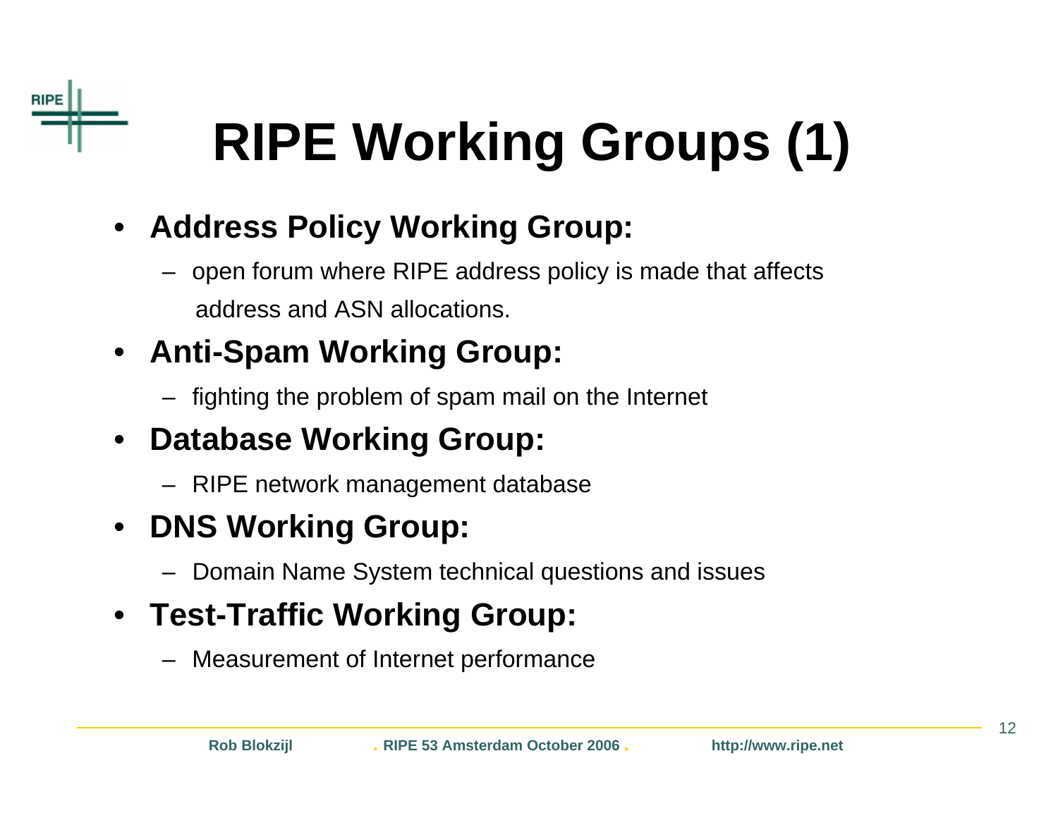# RIPE Working Groups (1)

- **Address Policy Working Group:**
  - open forum where RIPE address policy is made that affects address and ASN allocations.
- **Anti-Spam Working Group:**
  - fighting the problem of spam mail on the Internet
- **Database Working Group:**
  - RIPE network management database
- **DNS Working Group:**
  - Domain Name System technical questions and issues
- **Test-Traffic Working Group:**
  - Measurement of Internet performance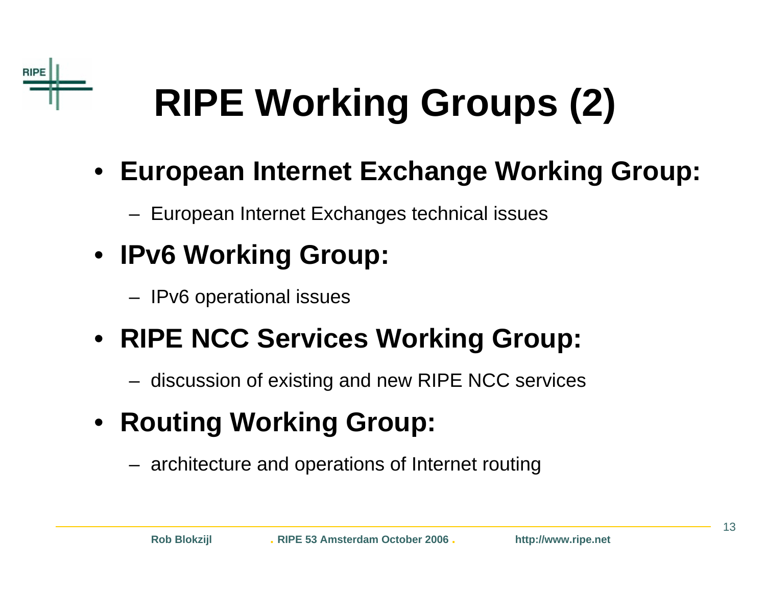# RIPE Working Groups (2)

- **European Internet Exchange Working Group:**
  - European Internet Exchanges technical issues
- **IPv6 Working Group:**
  - IPv6 operational issues
- **RIPE NCC Services Working Group:**
  - discussion of existing and new RIPE NCC services
- **Routing Working Group:**
  - architecture and operations of Internet routing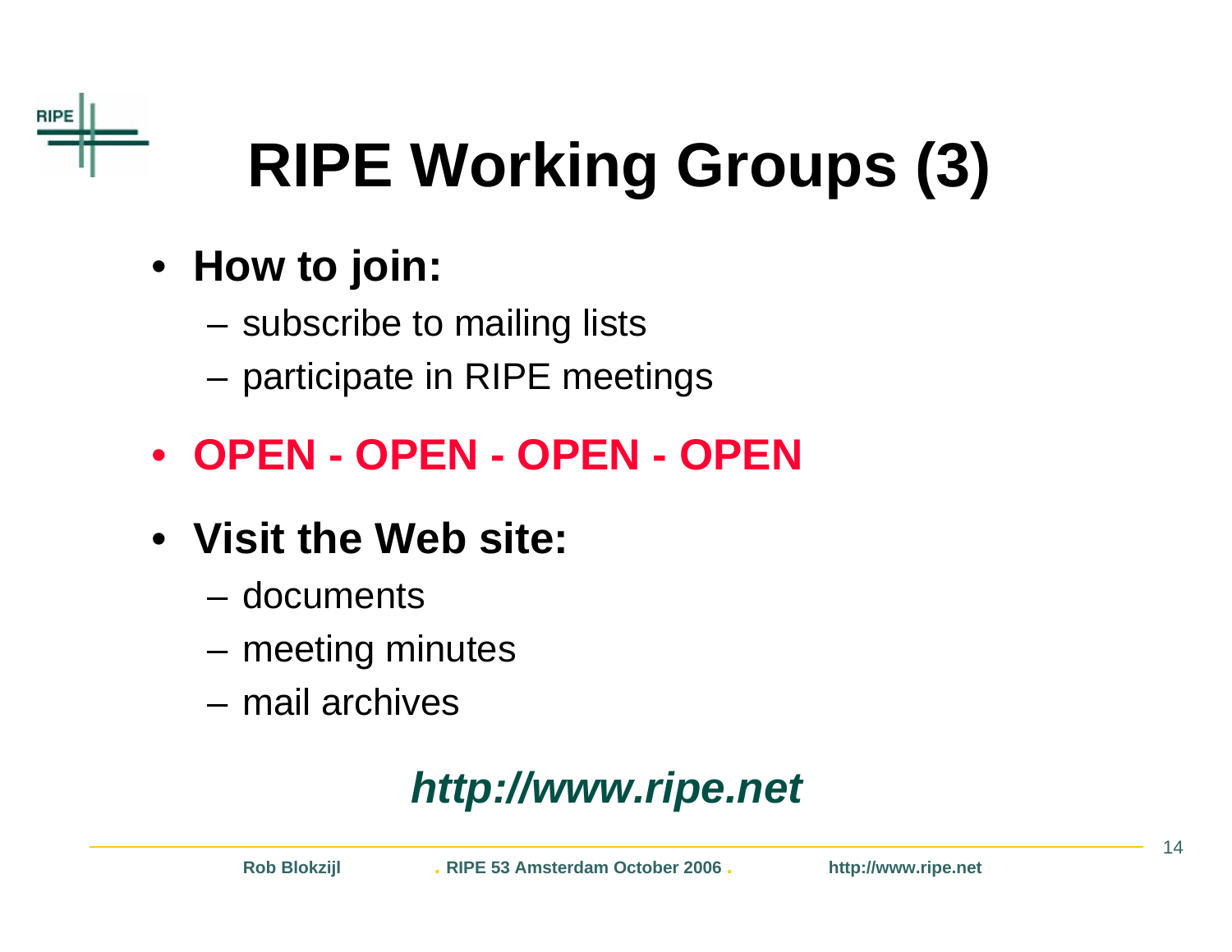# RIPE Working Groups (3)

- **How to join:**
  - subscribe to mailing lists
  - participate in RIPE meetings
- **OPEN - OPEN - OPEN - OPEN**
- **Visit the Web site:**
  - documents
  - meeting minutes
  - mail archives

***http://www.ripe.net***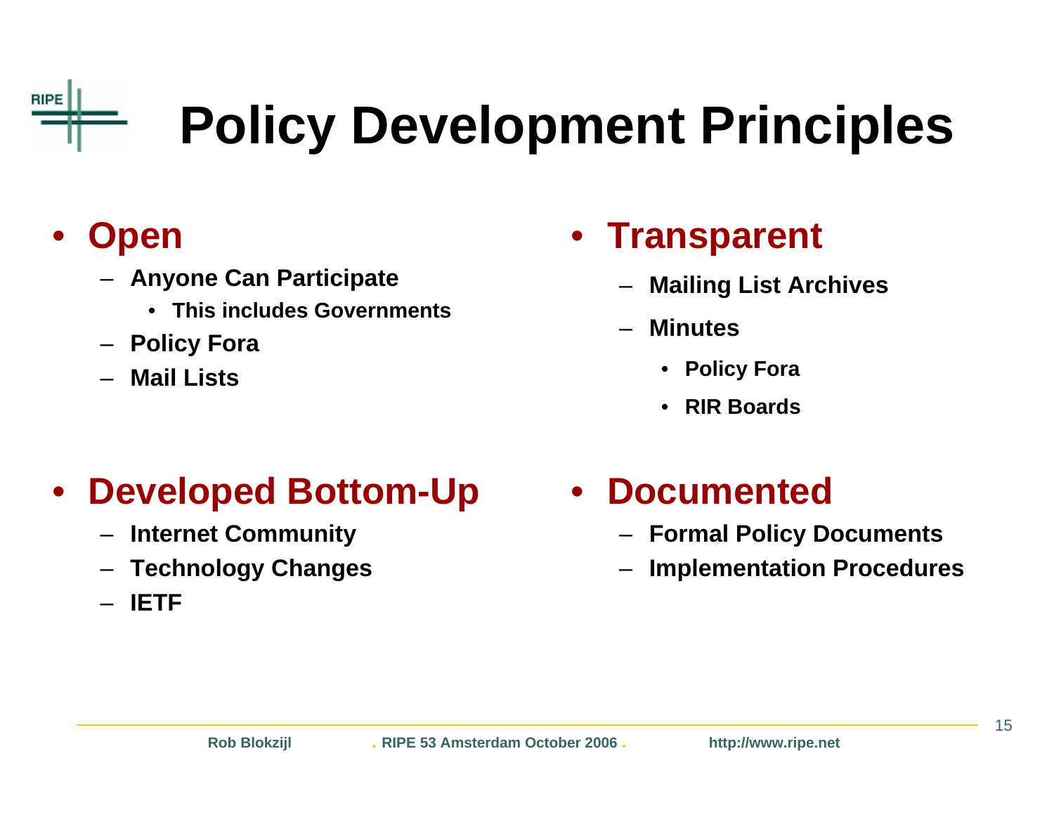# Policy Development Principles

- **Open**
  - Anyone Can Participate
    - This includes Governments
  - Policy Fora
  - Mail Lists

- **Developed Bottom-Up**
  - Internet Community
  - Technology Changes
  - IETF

- **Transparent**
  - Mailing List Archives
  - Minutes
    - Policy Fora
    - RIR Boards

- **Documented**
  - Formal Policy Documents
  - Implementation Procedures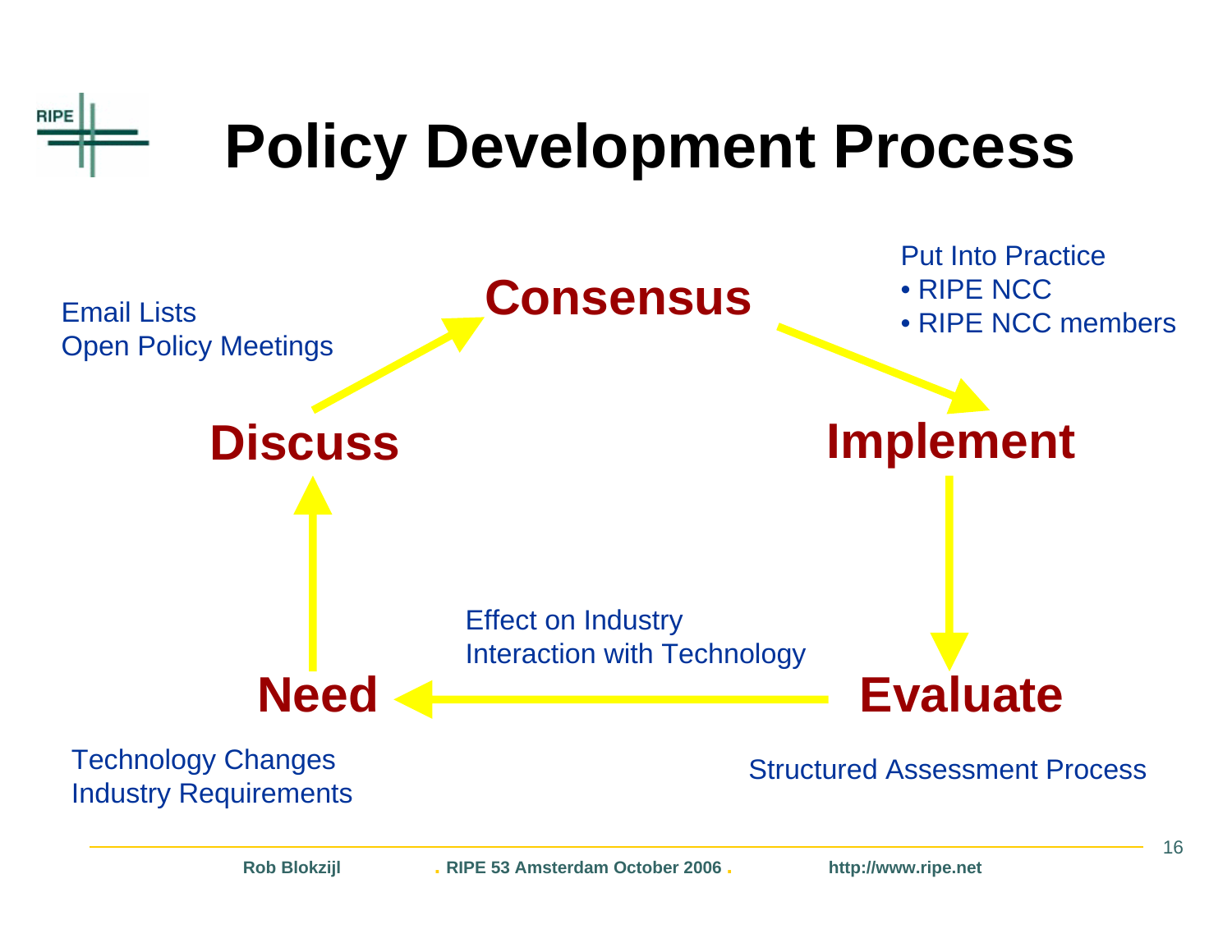# Policy Development Process

**Need**

Technology Changes
Industry Requirements

**Discuss**

Email Lists
Open Policy Meetings

**Consensus**

**Implement**

Put Into Practice
- RIPE NCC
- RIPE NCC members

**Evaluate**

Structured Assessment Process

Effect on Industry
Interaction with Technology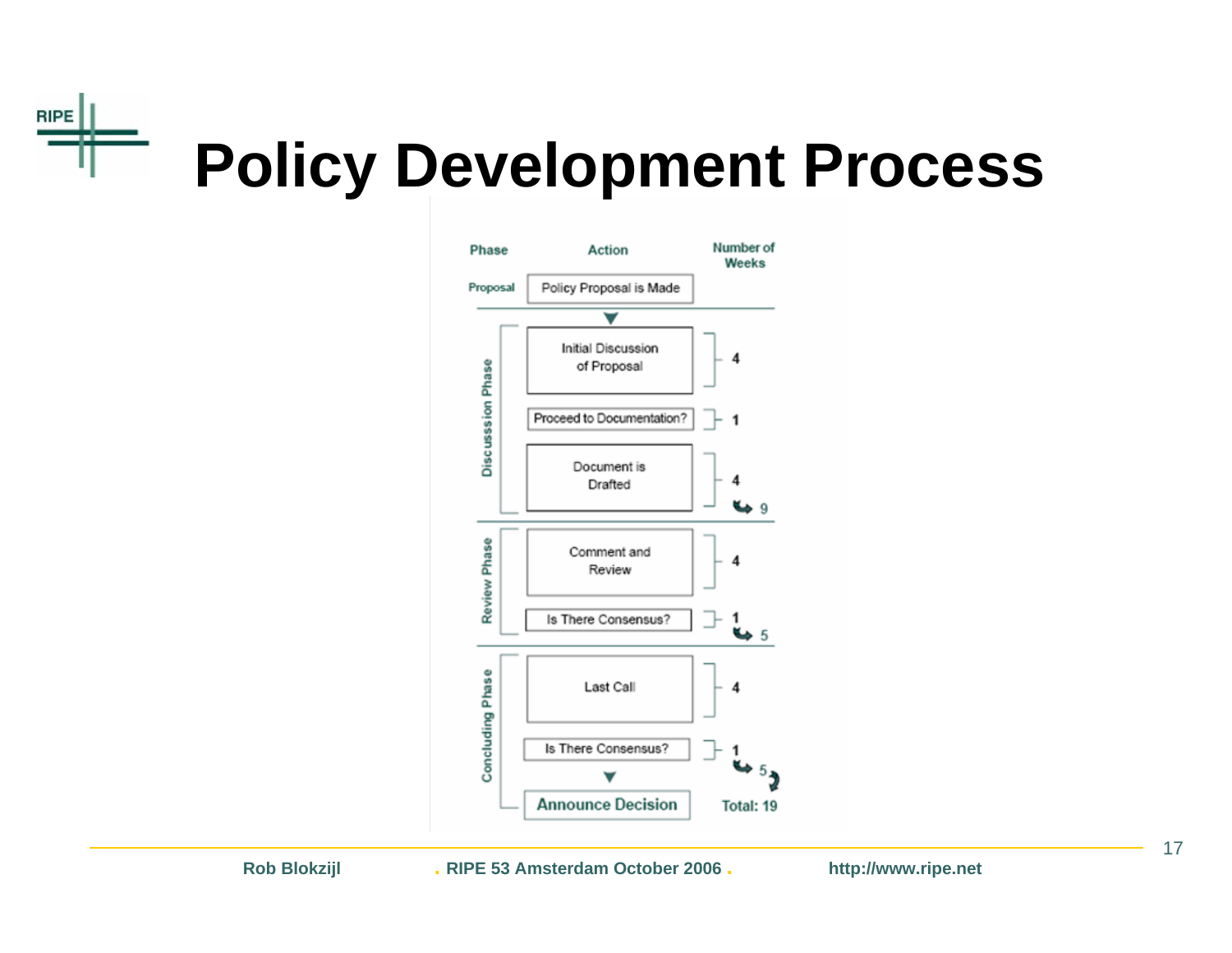# Policy Development Process

| Phase | Action | Number of Weeks |
|---|---|---|
| Proposal | Policy Proposal is Made | |
| Discussion Phase | Initial Discussion of Proposal | 4 |
| | Proceed to Documentation? | 1 |
| | Document is Drafted | 4 |
| | | 9 |
| Review Phase | Comment and Review | 4 |
| | Is There Consensus? | 1 |
| | | 5 |
| Concluding Phase | Last Call | 4 |
| | Is There Consensus? | 1 |
| | | 5 |
| | Announce Decision | Total: 19 |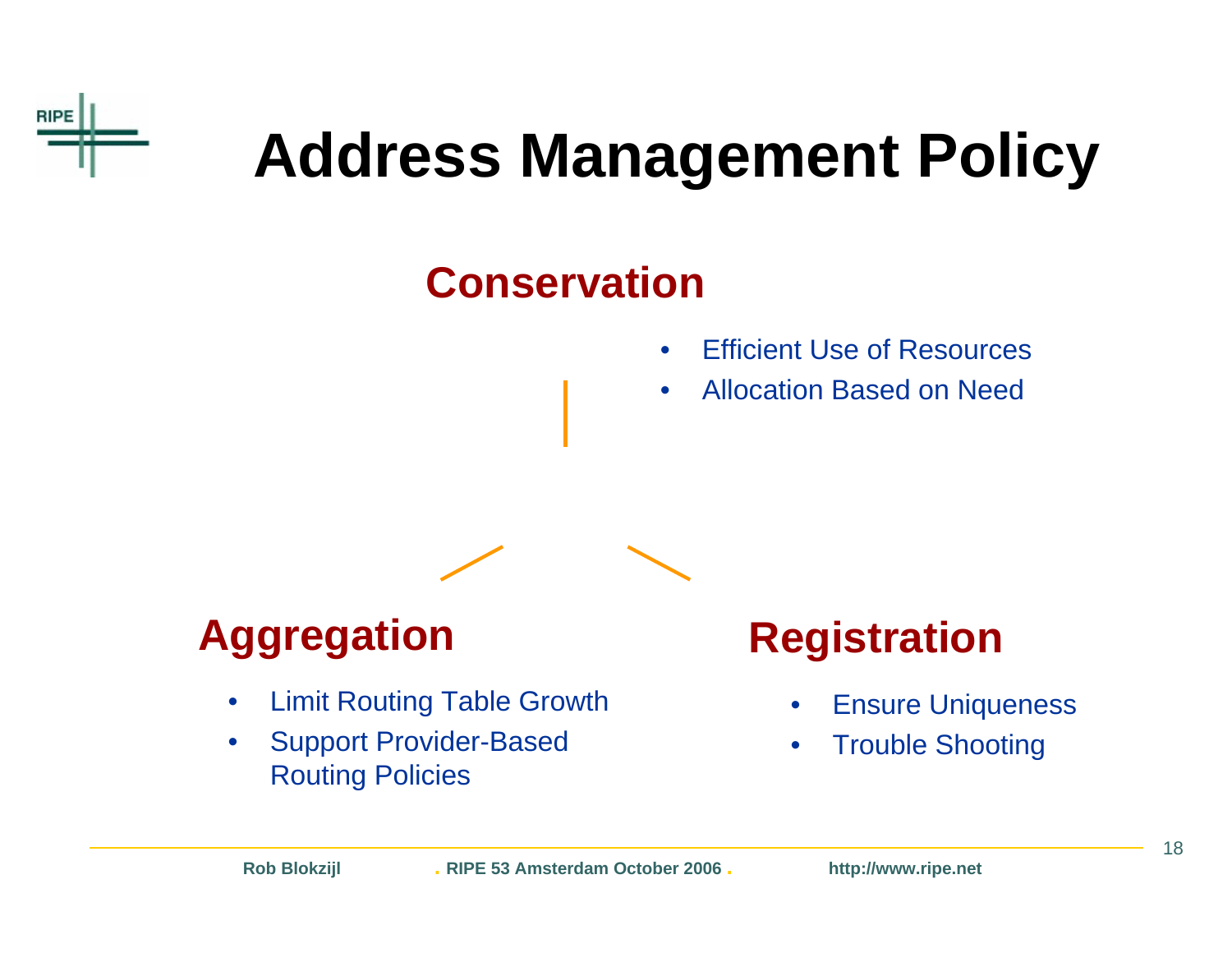# Address Management Policy

## Conservation

- Efficient Use of Resources
- Allocation Based on Need

## Aggregation

- Limit Routing Table Growth
- Support Provider-Based Routing Policies

## Registration

- Ensure Uniqueness
- Trouble Shooting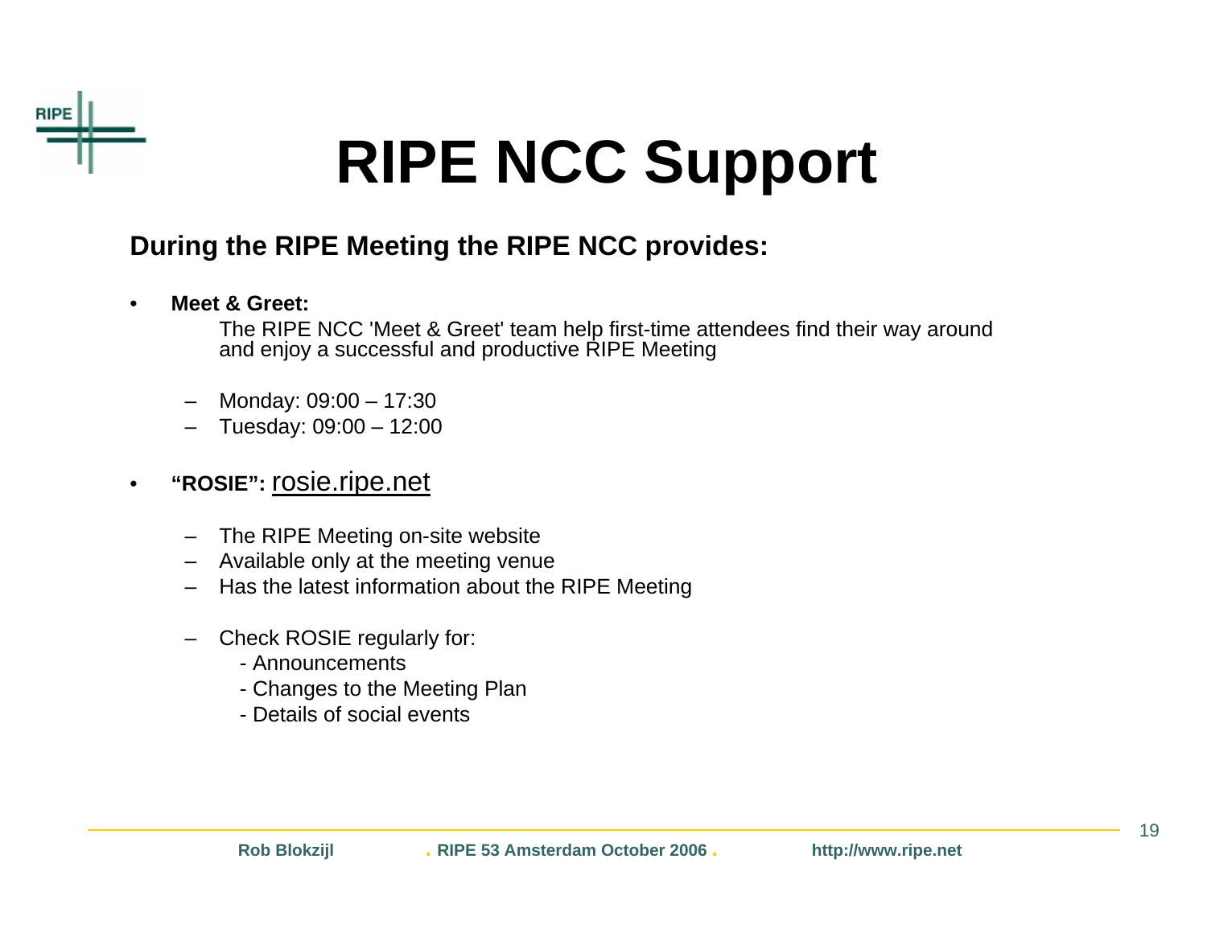# RIPE NCC Support

**During the RIPE Meeting the RIPE NCC provides:**

- **Meet & Greet:**

  The RIPE NCC 'Meet & Greet' team help first-time attendees find their way around and enjoy a successful and productive RIPE Meeting

  - Monday: 09:00 – 17:30
  - Tuesday: 09:00 – 12:00

- **"ROSIE":** rosie.ripe.net
  - The RIPE Meeting on-site website
  - Available only at the meeting venue
  - Has the latest information about the RIPE Meeting
  - Check ROSIE regularly for:
    - Announcements
    - Changes to the Meeting Plan
    - Details of social events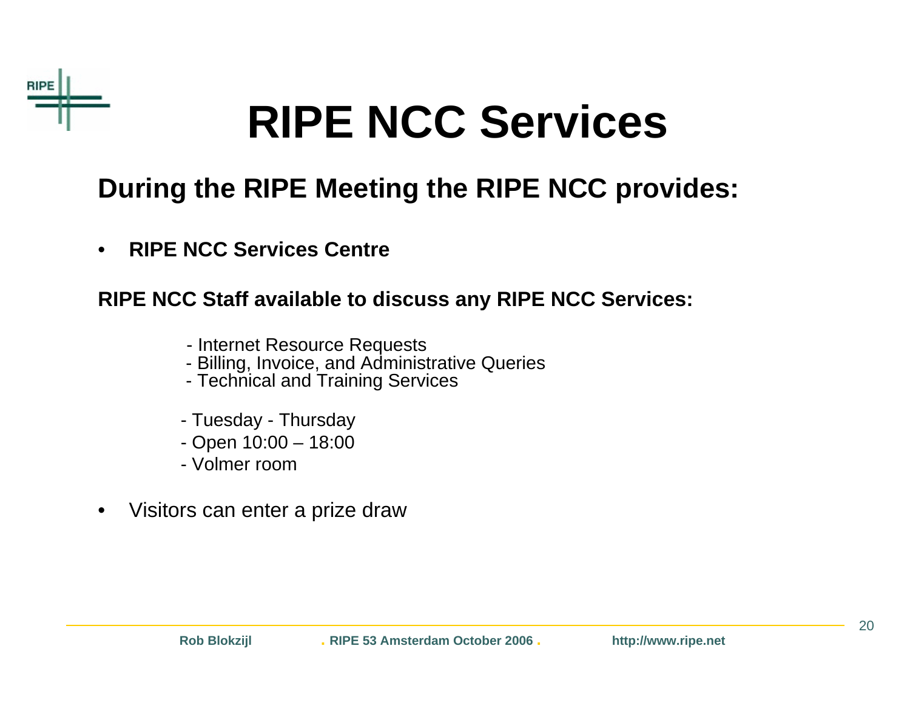# RIPE NCC Services

**During the RIPE Meeting the RIPE NCC provides:**

- **RIPE NCC Services Centre**

**RIPE NCC Staff available to discuss any RIPE NCC Services:**

- Internet Resource Requests
- Billing, Invoice, and Administrative Queries
- Technical and Training Services

- Tuesday - Thursday
- Open 10:00 – 18:00
- Volmer room

- Visitors can enter a prize draw